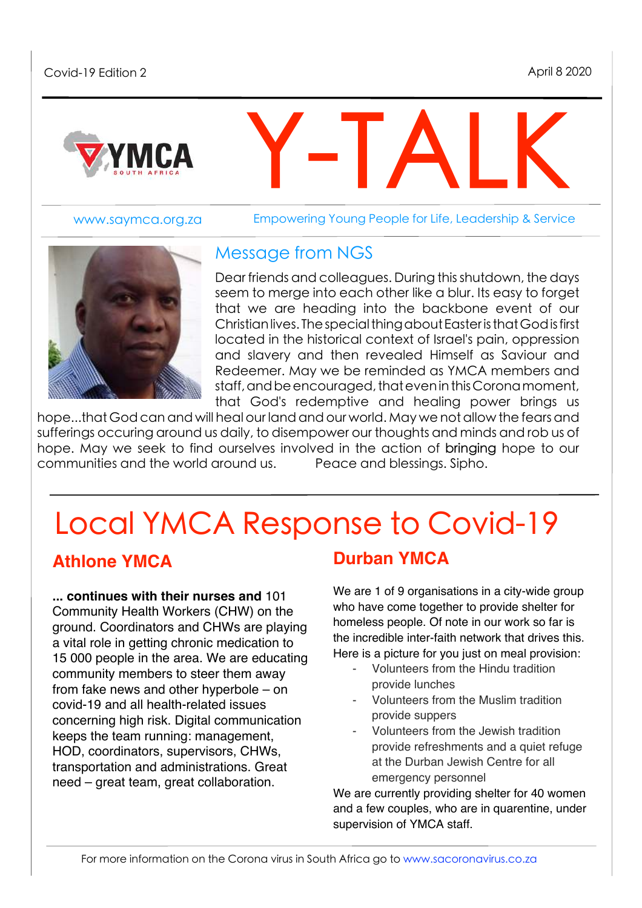Covid-19 Edition 2

April 8 2020

# Y-TALK

www.saymca.org.za

Empowering Young People for Life, Leadership & Service

## Message from NGS

Dear friends and colleagues. During this shutdown, the days seem to merge into each other like a blur. Its easy to forget that we are heading into the backbone event of our Christian lives. The special thing about Easter is that God is first located in the historical context of Israel's pain, oppression and slavery and then revealed Himself as Saviour and Redeemer. May we be reminded as YMCA members and staff, and be encouraged, that even in this Corona moment, that God's redemptive and healing power brings us hope...that God can and will heal our land and our world. May we not allow the fears and sufferings occuring around us daily, to disempower our thoughts and minds and rob us of hope. May we seek to find ourselves involved in the action of bringing hope to our communities and the world around us. Peace and blessings. Sipho.

# Local YMCA Response to Covid-19

## Athlone YMCA

**... continues with their nurses and** 101 Community Health Workers (CHW) on the ground. Coordinators and CHWs are playing a vital role in getting chronic medication to 15 000 people in the area. We are educating community members to steer them away from fake news and other hyperbole – on covid-19 and all health-related issues concerning high risk. Digital communication keeps the team running: management, HOD, coordinators, supervisors, CHWs, transportation and administrations. Great need – great team, great collaboration.

## Durban YMCA

We are 1 of 9 organisations in a city-wide group who have come together to provide shelter for homeless people. Of note in our work so far is the incredible inter-faith network that drives this. Here is a picture for you just on meal provision:

- Volunteers from the Hindu tradition provide lunches
- Volunteers from the Muslim tradition provide suppers
- Volunteers from the Jewish tradition provide refreshments and a quiet refuge at the Durban Jewish Centre for all emergency personnel

We are currently providing shelter for 40 women and a few couples, who are in quarentine, under supervision of YMCA staff.

For more information on the Corona virus in South Africa go to www.sacoronavirus.co.za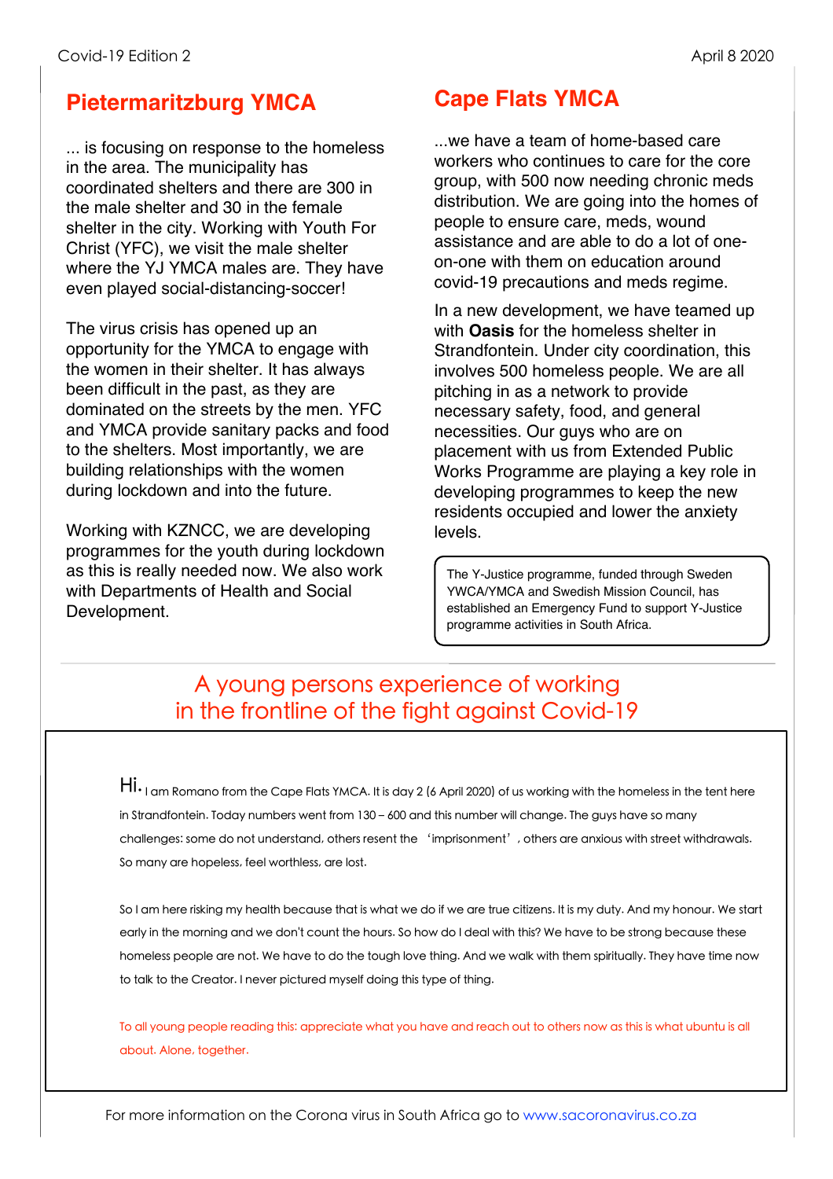## Pietermaritzburg YMCA

... is focusing on response to the homeless in the area. The municipality has coordinated shelters and there are 300 in the male shelter and 30 in the female shelter in the city. Working with Youth For Christ (YFC), we visit the male shelter where the YJ YMCA males are. They have even played social-distancing-soccer!

The virus crisis has opened up an opportunity for the YMCA to engage with the women in their shelter. It has always been difficult in the past, as they are dominated on the streets by the men. YFC and YMCA provide sanitary packs and food to the shelters. Most importantly, we are building relationships with the women during lockdown and into the future.

Working with KZNCC, we are developing programmes for the youth during lockdown as this is really needed now. We also work with Departments of Health and Social Development.

## Cape Flats YMCA

...we have a team of home-based care workers who continues to care for the core group, with 500 now needing chronic meds distribution. We are going into the homes of people to ensure care, meds, wound assistance and are able to do a lot of one-on-one with them on education around covid-19 precautions and meds regime.

In a new development, we have teamed up with **Oasis** for the homeless shelter in Strandfontein. Under city coordination, this involves 500 homeless people. We are all pitching in as a network to provide necessary safety, food, and general necessities. Our guys who are on placement with us from Extended Public Works Programme are playing a key role in developing programmes to keep the new residents occupied and lower the anxiety levels.

The Y-Justice programme, funded through Sweden YWCA/YMCA and Swedish Mission Council, has established an Emergency Fund to support Y-Justice programme activities in South Africa.

## A young persons experience of working in the frontline of the fight against Covid-19

Hi. I am Romano from the Cape Flats YMCA. It is day 2 (6 April 2020) of us working with the homeless in the tent here in Strandfontein. Today numbers went from 130 – 600 and this number will change. The guys have so many challenges: some do not understand, others resent the 'imprisonment', others are anxious with street withdrawals. So many are hopeless, feel worthless, are lost.

So I am here risking my health because that is what we do if we are true citizens. It is my duty. And my honour. We start early in the morning and we don't count the hours. So how do I deal with this? We have to be strong because these homeless people are not. We have to do the tough love thing. And we walk with them spiritually. They have time now to talk to the Creator. I never pictured myself doing this type of thing.

To all young people reading this: appreciate what you have and reach out to others now as this is what ubuntu is all about. Alone, together.

For more information on the Corona virus in South Africa go to www.sacoronavirus.co.za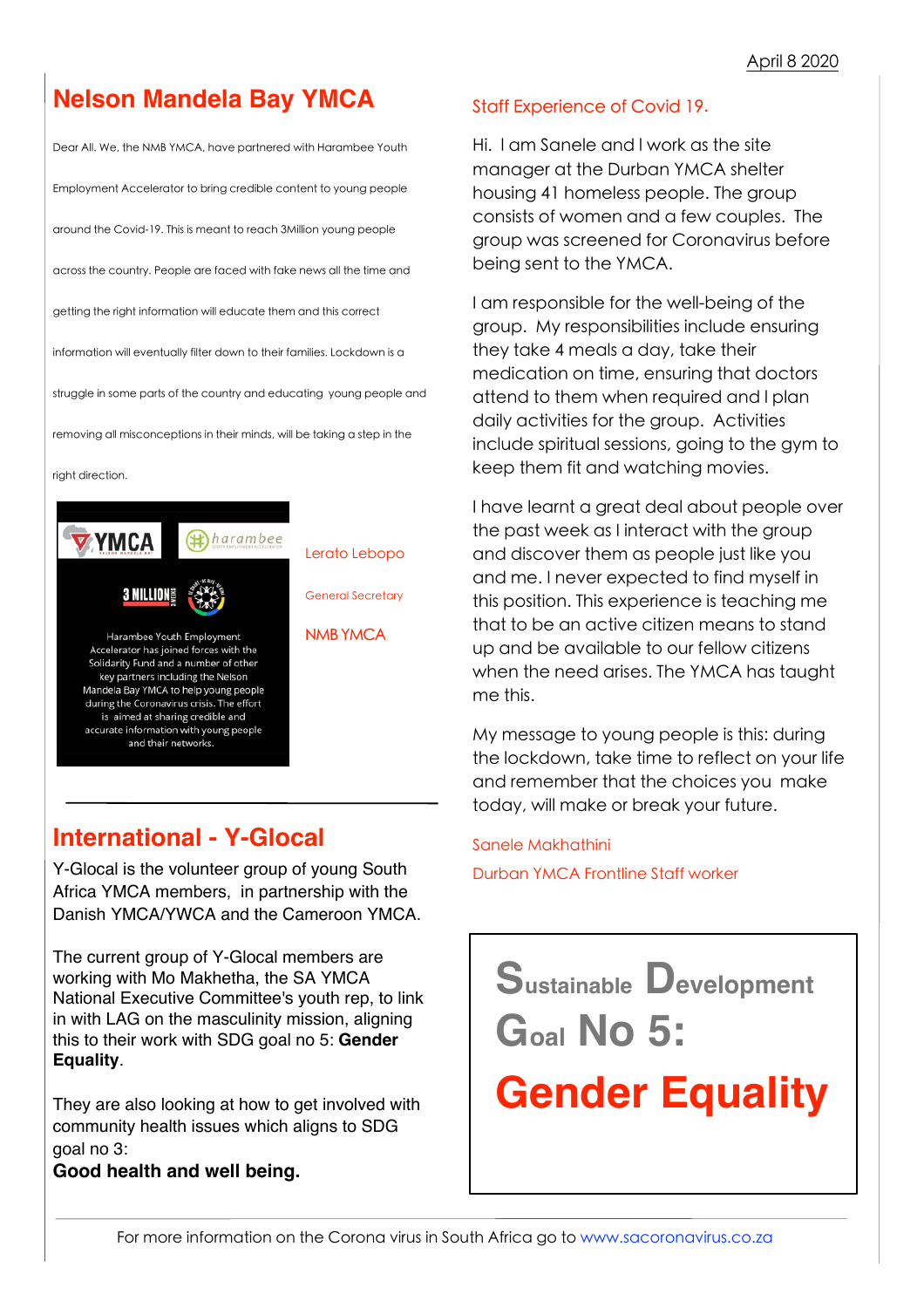April 8 2020

# Nelson Mandela Bay YMCA

Dear All. We, the NMB YMCA, have partnered with Harambee Youth Employment Accelerator to bring credible content to young people around the Covid-19. This is meant to reach 3Million young people across the country. People are faced with fake news all the time and getting the right information will educate them and this correct information will eventually filter down to their families. Lockdown is a struggle in some parts of the country and educating young people and removing all misconceptions in their minds, will be taking a step in the right direction.

YMCA NELSON MANDELA BAY | harambee YOUTH EMPLOYMENT ACCELERATOR

3 MILLION

Harambee Youth Employment Accelerator has joined forces with the Solidarity Fund and a number of other key partners including the Nelson Mandela Bay YMCA to help young people during the Coronavirus crisis. The effort is aimed at sharing credible and accurate information with young people and their networks.

Lerato Lebopo

General Secretary

NMB YMCA

---

# International - Y-Glocal

Y-Glocal is the volunteer group of young South Africa YMCA members, in partnership with the Danish YMCA/YWCA and the Cameroon YMCA.

The current group of Y-Glocal members are working with Mo Makhetha, the SA YMCA National Executive Committee's youth rep, to link in with LAG on the masculinity mission, aligning this to their work with SDG goal no 5: **Gender Equality**.

They are also looking at how to get involved with community health issues which aligns to SDG goal no 3:
**Good health and well being.**

## Staff Experience of Covid 19.

Hi. I am Sanele and I work as the site manager at the Durban YMCA shelter housing 41 homeless people. The group consists of women and a few couples. The group was screened for Coronavirus before being sent to the YMCA.

I am responsible for the well-being of the group. My responsibilities include ensuring they take 4 meals a day, take their medication on time, ensuring that doctors attend to them when required and I plan daily activities for the group. Activities include spiritual sessions, going to the gym to keep them fit and watching movies.

I have learnt a great deal about people over the past week as I interact with the group and discover them as people just like you and me. I never expected to find myself in this position. This experience is teaching me that to be an active citizen means to stand up and be available to our fellow citizens when the need arises. The YMCA has taught me this.

My message to young people is this: during the lockdown, take time to reflect on your life and remember that the choices you make today, will make or break your future.

Sanele Makhathini

Durban YMCA Frontline Staff worker

**Sustainable Development Goal No 5:**

**Gender Equality**

For more information on the Corona virus in South Africa go to www.sacoronavirus.co.za